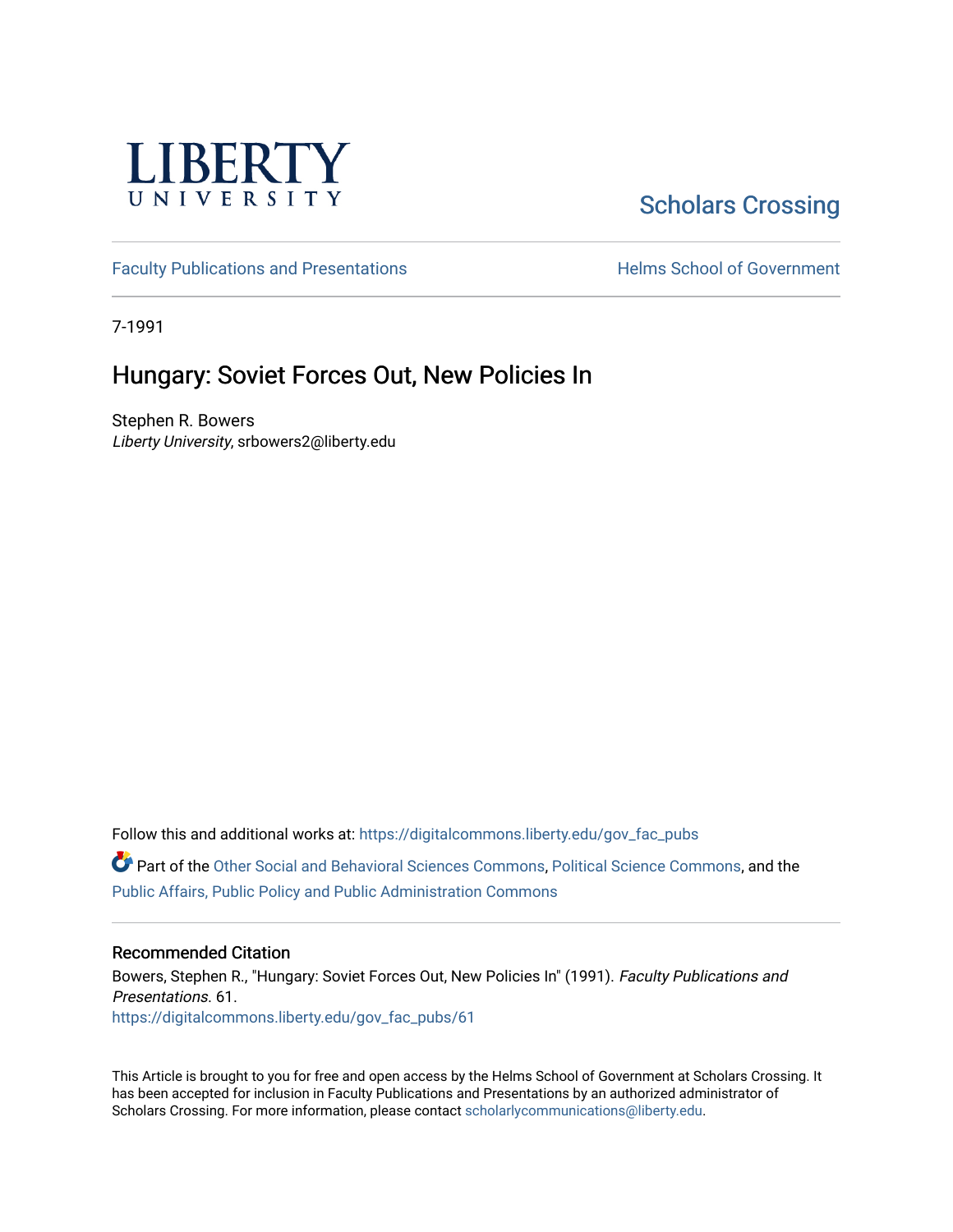LIBERTY UNIVERSITY

Scholars Crossing

Faculty Publications and Presentations

Helms School of Government

7-1991

# Hungary: Soviet Forces Out, New Policies In

Stephen R. Bowers
*Liberty University*, srbowers2@liberty.edu

Follow this and additional works at: https://digitalcommons.liberty.edu/gov_fac_pubs

Part of the Other Social and Behavioral Sciences Commons, Political Science Commons, and the Public Affairs, Public Policy and Public Administration Commons

## Recommended Citation

Bowers, Stephen R., "Hungary: Soviet Forces Out, New Policies In" (1991). *Faculty Publications and Presentations*. 61.
https://digitalcommons.liberty.edu/gov_fac_pubs/61

This Article is brought to you for free and open access by the Helms School of Government at Scholars Crossing. It has been accepted for inclusion in Faculty Publications and Presentations by an authorized administrator of Scholars Crossing. For more information, please contact scholarlycommunications@liberty.edu.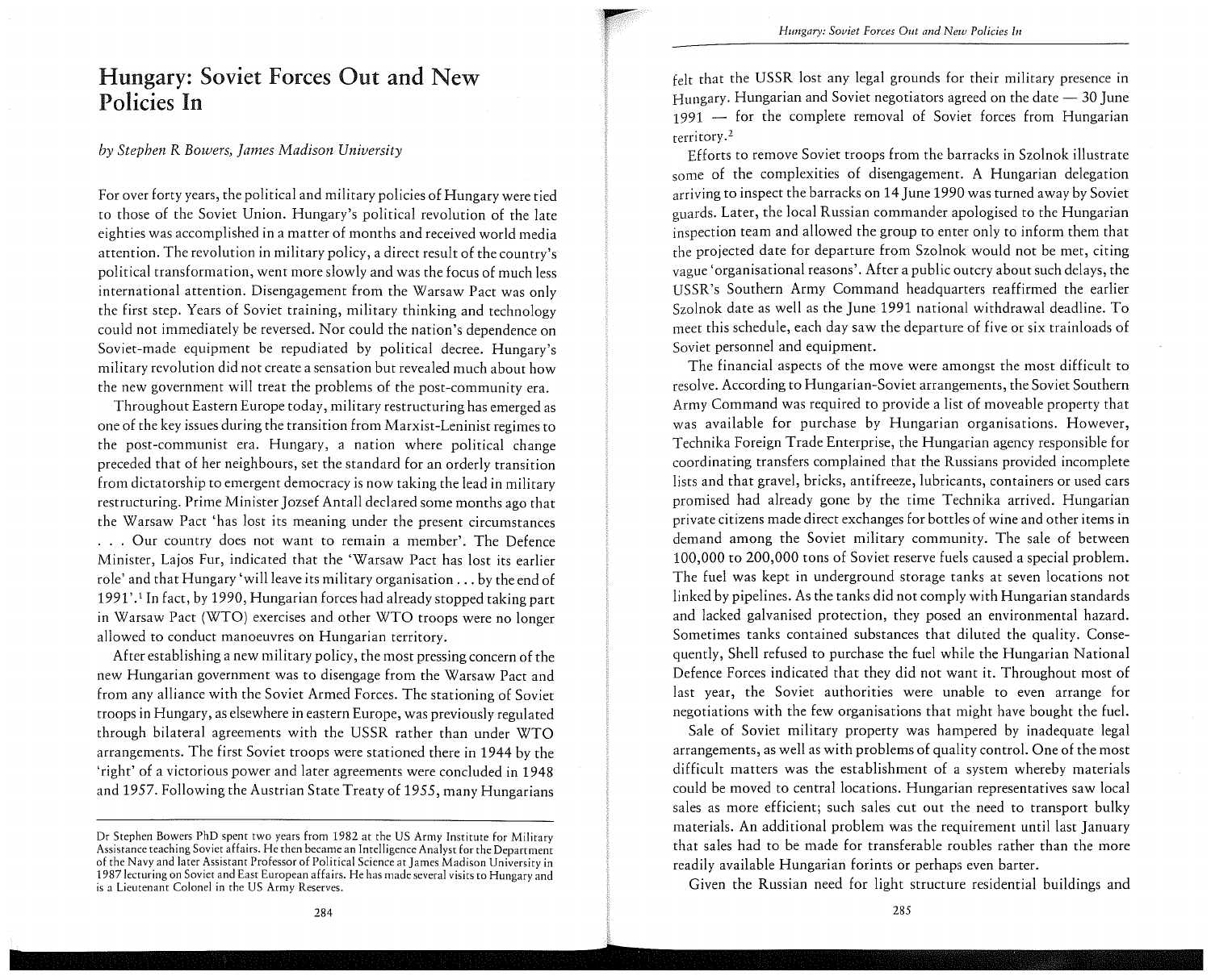# Hungary: Soviet Forces Out and New Policies In

*by Stephen R Bowers, James Madison University*

For over forty years, the political and military policies of Hungary were tied to those of the Soviet Union. Hungary's political revolution of the late eighties was accomplished in a matter of months and received world media attention. The revolution in military policy, a direct result of the country's political transformation, went more slowly and was the focus of much less international attention. Disengagement from the Warsaw Pact was only the first step. Years of Soviet training, military thinking and technology could not immediately be reversed. Nor could the nation's dependence on Soviet-made equipment be repudiated by political decree. Hungary's military revolution did not create a sensation but revealed much about how the new government will treat the problems of the post-community era.

Throughout Eastern Europe today, military restructuring has emerged as one of the key issues during the transition from Marxist-Leninist regimes to the post-communist era. Hungary, a nation where political change preceded that of her neighbours, set the standard for an orderly transition from dictatorship to emergent democracy is now taking the lead in military restructuring. Prime Minister Jozsef Antall declared some months ago that the Warsaw Pact 'has lost its meaning under the present circumstances . . . Our country does not want to remain a member'. The Defence Minister, Lajos Fur, indicated that the 'Warsaw Pact has lost its earlier role' and that Hungary 'will leave its military organisation . . . by the end of 1991'.[1] In fact, by 1990, Hungarian forces had already stopped taking part in Warsaw Pact (WTO) exercises and other WTO troops were no longer allowed to conduct manoeuvres on Hungarian territory.

After establishing a new military policy, the most pressing concern of the new Hungarian government was to disengage from the Warsaw Pact and from any alliance with the Soviet Armed Forces. The stationing of Soviet troops in Hungary, as elsewhere in eastern Europe, was previously regulated through bilateral agreements with the USSR rather than under WTO arrangements. The first Soviet troops were stationed there in 1944 by the 'right' of a victorious power and later agreements were concluded in 1948 and 1957. Following the Austrian State Treaty of 1955, many Hungarians felt that the USSR lost any legal grounds for their military presence in Hungary. Hungarian and Soviet negotiators agreed on the date — 30 June 1991 — for the complete removal of Soviet forces from Hungarian territory.[2]

Efforts to remove Soviet troops from the barracks in Szolnok illustrate some of the complexities of disengagement. A Hungarian delegation arriving to inspect the barracks on 14 June 1990 was turned away by Soviet guards. Later, the local Russian commander apologised to the Hungarian inspection team and allowed the group to enter only to inform them that the projected date for departure from Szolnok would not be met, citing vague 'organisational reasons'. After a public outcry about such delays, the USSR's Southern Army Command headquarters reaffirmed the earlier Szolnok date as well as the June 1991 national withdrawal deadline. To meet this schedule, each day saw the departure of five or six trainloads of Soviet personnel and equipment.

The financial aspects of the move were amongst the most difficult to resolve. According to Hungarian-Soviet arrangements, the Soviet Southern Army Command was required to provide a list of moveable property that was available for purchase by Hungarian organisations. However, Technika Foreign Trade Enterprise, the Hungarian agency responsible for coordinating transfers complained that the Russians provided incomplete lists and that gravel, bricks, antifreeze, lubricants, containers or used cars promised had already gone by the time Technika arrived. Hungarian private citizens made direct exchanges for bottles of wine and other items in demand among the Soviet military community. The sale of between 100,000 to 200,000 tons of Soviet reserve fuels caused a special problem. The fuel was kept in underground storage tanks at seven locations not linked by pipelines. As the tanks did not comply with Hungarian standards and lacked galvanised protection, they posed an environmental hazard. Sometimes tanks contained substances that diluted the quality. Consequently, Shell refused to purchase the fuel while the Hungarian National Defence Forces indicated that they did not want it. Throughout most of last year, the Soviet authorities were unable to even arrange for negotiations with the few organisations that might have bought the fuel.

Sale of Soviet military property was hampered by inadequate legal arrangements, as well as with problems of quality control. One of the most difficult matters was the establishment of a system whereby materials could be moved to central locations. Hungarian representatives saw local sales as more efficient; such sales cut out the need to transport bulky materials. An additional problem was the requirement until last January that sales had to be made for transferable roubles rather than the more readily available Hungarian forints or perhaps even barter.

Given the Russian need for light structure residential buildings and

---

Dr Stephen Bowers PhD spent two years from 1982 at the US Army Institute for Military Assistance teaching Soviet affairs. He then became an Intelligence Analyst for the Department of the Navy and later Assistant Professor of Political Science at James Madison University in 1987 lecturing on Soviet and East European affairs. He has made several visits to Hungary and is a Lieutenant Colonel in the US Army Reserves.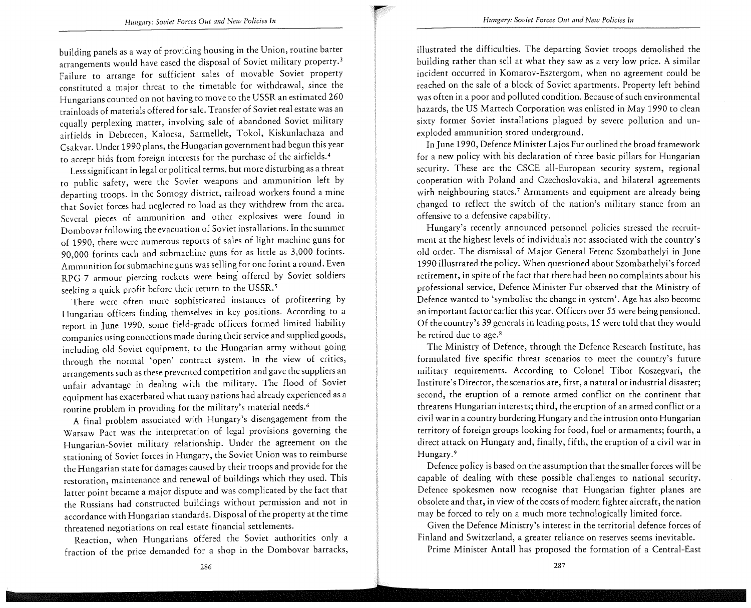building panels as a way of providing housing in the Union, routine barter arrangements would have eased the disposal of Soviet military property.[3] Failure to arrange for sufficient sales of movable Soviet property constituted a major threat to the timetable for withdrawal, since the Hungarians counted on not having to move to the USSR an estimated 260 trainloads of materials offered for sale. Transfer of Soviet real estate was an equally perplexing matter, involving sale of abandoned Soviet military airfields in Debrecen, Kalocsa, Sarmellek, Tokol, Kiskunlachaza and Csakvar. Under 1990 plans, the Hungarian government had begun this year to accept bids from foreign interests for the purchase of the airfields.[4]

Less significant in legal or political terms, but more disturbing as a threat to public safety, were the Soviet weapons and ammunition left by departing troops. In the Somogy district, railroad workers found a mine that Soviet forces had neglected to load as they withdrew from the area. Several pieces of ammunition and other explosives were found in Dombovar following the evacuation of Soviet installations. In the summer of 1990, there were numerous reports of sales of light machine guns for 90,000 forints each and submachine guns for as little as 3,000 forints. Ammunition for submachine guns was selling for one forint a round. Even RPG-7 armour piercing rockets were being offered by Soviet soldiers seeking a quick profit before their return to the USSR.[5]

There were often more sophisticated instances of profiteering by Hungarian officers finding themselves in key positions. According to a report in June 1990, some field-grade officers formed limited liability companies using connections made during their service and supplied goods, including old Soviet equipment, to the Hungarian army without going through the normal 'open' contract system. In the view of critics, arrangements such as these prevented competition and gave the suppliers an unfair advantage in dealing with the military. The flood of Soviet equipment has exacerbated what many nations had already experienced as a routine problem in providing for the military's material needs.[6]

A final problem associated with Hungary's disengagement from the Warsaw Pact was the interpretation of legal provisions governing the Hungarian-Soviet military relationship. Under the agreement on the stationing of Soviet forces in Hungary, the Soviet Union was to reimburse the Hungarian state for damages caused by their troops and provide for the restoration, maintenance and renewal of buildings which they used. This latter point became a major dispute and was complicated by the fact that the Russians had constructed buildings without permission and not in accordance with Hungarian standards. Disposal of the property at the time threatened negotiations on real estate financial settlements.

Reaction, when Hungarians offered the Soviet authorities only a fraction of the price demanded for a shop in the Dombovar barracks, illustrated the difficulties. The departing Soviet troops demolished the building rather than sell at what they saw as a very low price. A similar incident occurred in Komarov-Esztergom, when no agreement could be reached on the sale of a block of Soviet apartments. Property left behind was often in a poor and polluted condition. Because of such environmental hazards, the US Martech Corporation was enlisted in May 1990 to clean sixty former Soviet installations plagued by severe pollution and unexploded ammunition stored underground.

In June 1990, Defence Minister Lajos Fur outlined the broad framework for a new policy with his declaration of three basic pillars for Hungarian security. These are the CSCE all-European security system, regional cooperation with Poland and Czechoslovakia, and bilateral agreements with neighbouring states.[7] Armaments and equipment are already being changed to reflect the switch of the nation's military stance from an offensive to a defensive capability.

Hungary's recently announced personnel policies stressed the recruitment at the highest levels of individuals not associated with the country's old order. The dismissal of Major General Ferenc Szombathelyi in June 1990 illustrated the policy. When questioned about Szombathelyi's forced retirement, in spite of the fact that there had been no complaints about his professional service, Defence Minister Fur observed that the Ministry of Defence wanted to 'symbolise the change in system'. Age has also become an important factor earlier this year. Officers over 55 were being pensioned. Of the country's 39 generals in leading posts, 15 were told that they would be retired due to age.[8]

The Ministry of Defence, through the Defence Research Institute, has formulated five specific threat scenarios to meet the country's future military requirements. According to Colonel Tibor Koszegvari, the Institute's Director, the scenarios are, first, a natural or industrial disaster; second, the eruption of a remote armed conflict on the continent that threatens Hungarian interests; third, the eruption of an armed conflict or a civil war in a country bordering Hungary and the intrusion onto Hungarian territory of foreign groups looking for food, fuel or armaments; fourth, a direct attack on Hungary and, finally, fifth, the eruption of a civil war in Hungary.[9]

Defence policy is based on the assumption that the smaller forces will be capable of dealing with these possible challenges to national security. Defence spokesmen now recognise that Hungarian fighter planes are obsolete and that, in view of the costs of modern fighter aircraft, the nation may be forced to rely on a much more technologically limited force.

Given the Defence Ministry's interest in the territorial defence forces of Finland and Switzerland, a greater reliance on reserves seems inevitable.

Prime Minister Antall has proposed the formation of a Central-East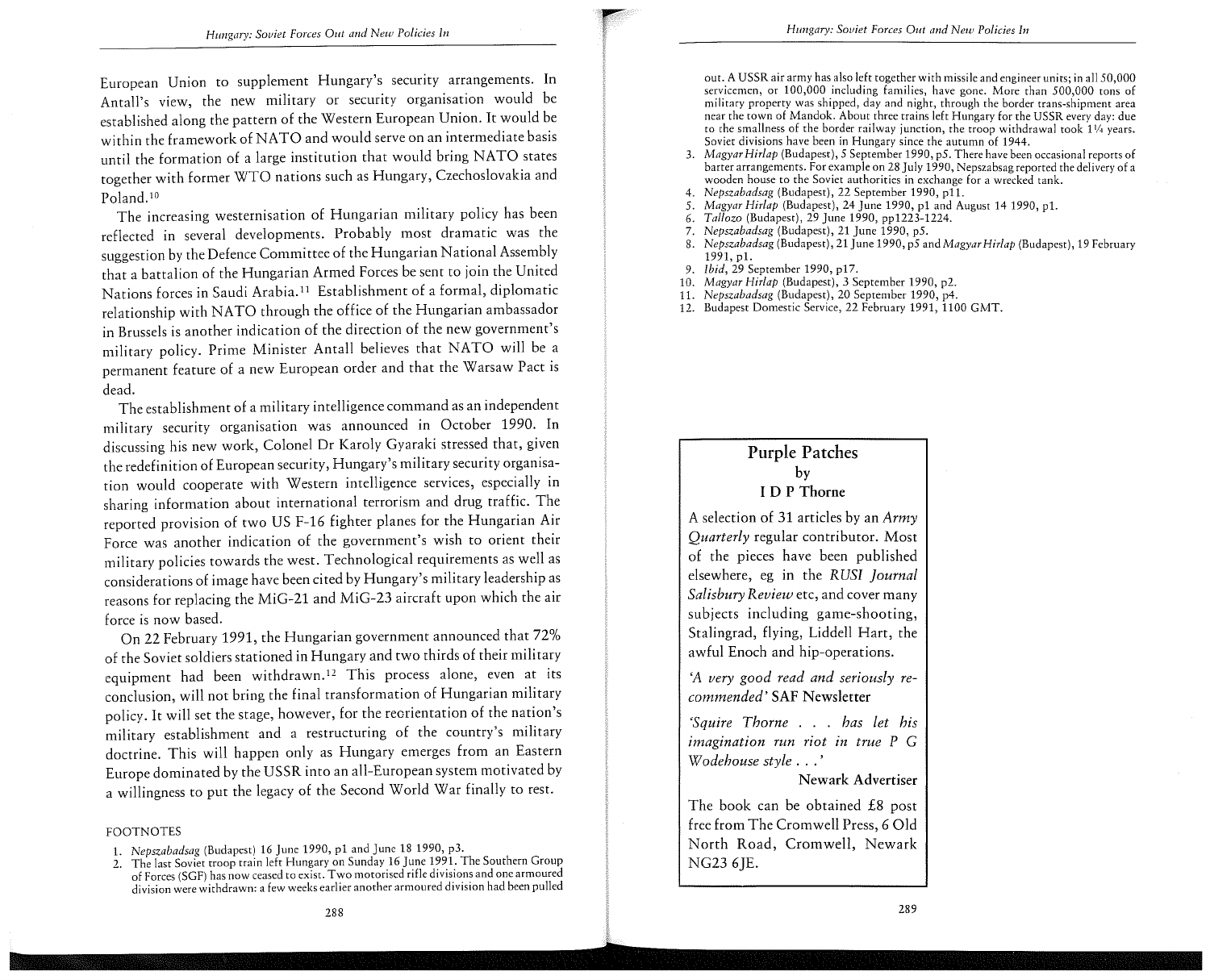European Union to supplement Hungary's security arrangements. In Antall's view, the new military or security organisation would be established along the pattern of the Western European Union. It would be within the framework of NATO and would serve on an intermediate basis until the formation of a large institution that would bring NATO states together with former WTO nations such as Hungary, Czechoslovakia and Poland.[10]

The increasing westernisation of Hungarian military policy has been reflected in several developments. Probably most dramatic was the suggestion by the Defence Committee of the Hungarian National Assembly that a battalion of the Hungarian Armed Forces be sent to join the United Nations forces in Saudi Arabia.[11] Establishment of a formal, diplomatic relationship with NATO through the office of the Hungarian ambassador in Brussels is another indication of the direction of the new government's military policy. Prime Minister Antall believes that NATO will be a permanent feature of a new European order and that the Warsaw Pact is dead.

The establishment of a military intelligence command as an independent military security organisation was announced in October 1990. In discussing his new work, Colonel Dr Karoly Gyaraki stressed that, given the redefinition of European security, Hungary's military security organisation would cooperate with Western intelligence services, especially in sharing information about international terrorism and drug traffic. The reported provision of two US F-16 fighter planes for the Hungarian Air Force was another indication of the government's wish to orient their military policies towards the west. Technological requirements as well as considerations of image have been cited by Hungary's military leadership as reasons for replacing the MiG-21 and MiG-23 aircraft upon which the air force is now based.

On 22 February 1991, the Hungarian government announced that 72% of the Soviet soldiers stationed in Hungary and two thirds of their military equipment had been withdrawn.[12] This process alone, even at its conclusion, will not bring the final transformation of Hungarian military policy. It will set the stage, however, for the reorientation of the nation's military establishment and a restructuring of the country's military doctrine. This will happen only as Hungary emerges from an Eastern Europe dominated by the USSR into an all-European system motivated by a willingness to put the legacy of the Second World War finally to rest.

FOOTNOTES

1. *Nepszabadsag* (Budapest) 16 June 1990, p1 and June 18 1990, p3.
2. The last Soviet troop train left Hungary on Sunday 16 June 1991. The Southern Group of Forces (SGF) has now ceased to exist. Two motorised rifle divisions and one armoured division were withdrawn: a few weeks earlier another armoured division had been pulled out. A USSR air army has also left together with missile and engineer units; in all 50,000 servicemen, or 100,000 including families, have gone. More than 500,000 tons of military property was shipped, day and night, through the border trans-shipment area near the town of Mandok. About three trains left Hungary for the USSR every day: due to the smallness of the border railway junction, the troop withdrawal took 1¼ years. Soviet divisions have been in Hungary since the autumn of 1944.
3. *Magyar Hirlap* (Budapest), 5 September 1990, p5. There have been occasional reports of barter arrangements. For example on 28 July 1990, Nepszabsag reported the delivery of a wooden house to the Soviet authorities in exchange for a wrecked tank.
4. *Nepszabadsag* (Budapest), 22 September 1990, p11.
5. *Magyar Hirlap* (Budapest), 24 June 1990, p1 and August 14 1990, p1.
6. *Tallozo* (Budapest), 29 June 1990, pp1223-1224.
7. *Nepszabadsag* (Budapest), 21 June 1990, p5.
8. *Nepszabadsag* (Budapest), 21 June 1990, p5 and *Magyar Hirlap* (Budapest), 19 February 1991, p1.
9. *Ibid*, 29 September 1990, p17.
10. *Magyar Hirlap* (Budapest), 3 September 1990, p2.
11. *Nepszabadsag* (Budapest), 20 September 1990, p4.
12. Budapest Domestic Service, 22 February 1991, 1100 GMT.

## Purple Patches
### by
### I D P Thorne

A selection of 31 articles by an *Army Quarterly* regular contributor. Most of the pieces have been published elsewhere, eg in the *RUSI Journal Salisbury Review* etc, and cover many subjects including game-shooting, Stalingrad, flying, Liddell Hart, the awful Enoch and hip-operations.

*'A very good read and seriously recommended'* **SAF Newsletter**

*'Squire Thorne . . . has let his imagination run riot in true P G Wodehouse style . . .'*

**Newark Advertiser**

The book can be obtained £8 post free from The Cromwell Press, 6 Old North Road, Cromwell, Newark NG23 6JE.